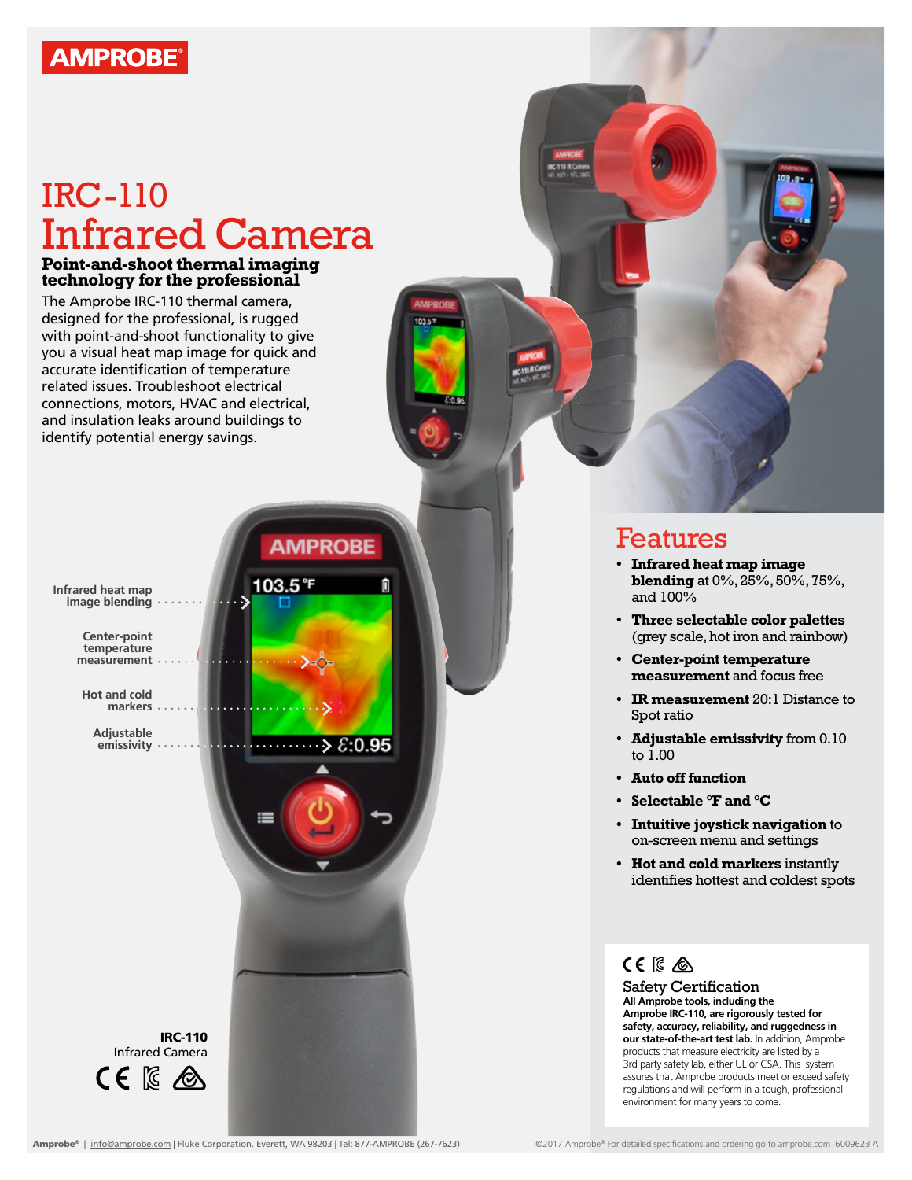# IRC-110 Infrared Camera

**Point-and-shoot thermal imaging technology for the professional**

The Amprobe IRC-110 thermal camera, designed for the professional, is rugged with point-and-shoot functionality to give you a visual heat map image for quick and accurate identification of temperature related issues. Troubleshoot electrical connections, motors, HVAC and electrical, and insulation leaks around buildings to identify potential energy savings.

Infrared heat map image blending

Center-point temperature measurement

Hot and cold markers

Adjustable emissivity

**IRC-110**
Infrared Camera

## Features

- **Infrared heat map image blending** at 0%, 25%, 50%, 75%, and 100%
- **Three selectable color palettes** (grey scale, hot iron and rainbow)
- **Center-point temperature measurement** and focus free
- **IR measurement** 20:1 Distance to Spot ratio
- **Adjustable emissivity** from 0.10 to 1.00
- **Auto off function**
- **Selectable °F and °C**
- **Intuitive joystick navigation** to on-screen menu and settings
- **Hot and cold markers** instantly identifies hottest and coldest spots

### Safety Certification

**All Amprobe tools, including the Amprobe IRC-110, are rigorously tested for safety, accuracy, reliability, and ruggedness in our state-of-the-art test lab.** In addition, Amprobe products that measure electricity are listed by a 3rd party safety lab, either UL or CSA. This system assures that Amprobe products meet or exceed safety regulations and will perform in a tough, professional environment for many years to come.

Amprobe® | info@amprobe.com | Fluke Corporation, Everett, WA 98203 | Tel: 877-AMPROBE (267-7623)

©2017 Amprobe® For detailed specifications and ordering go to amprobe.com 6009623 A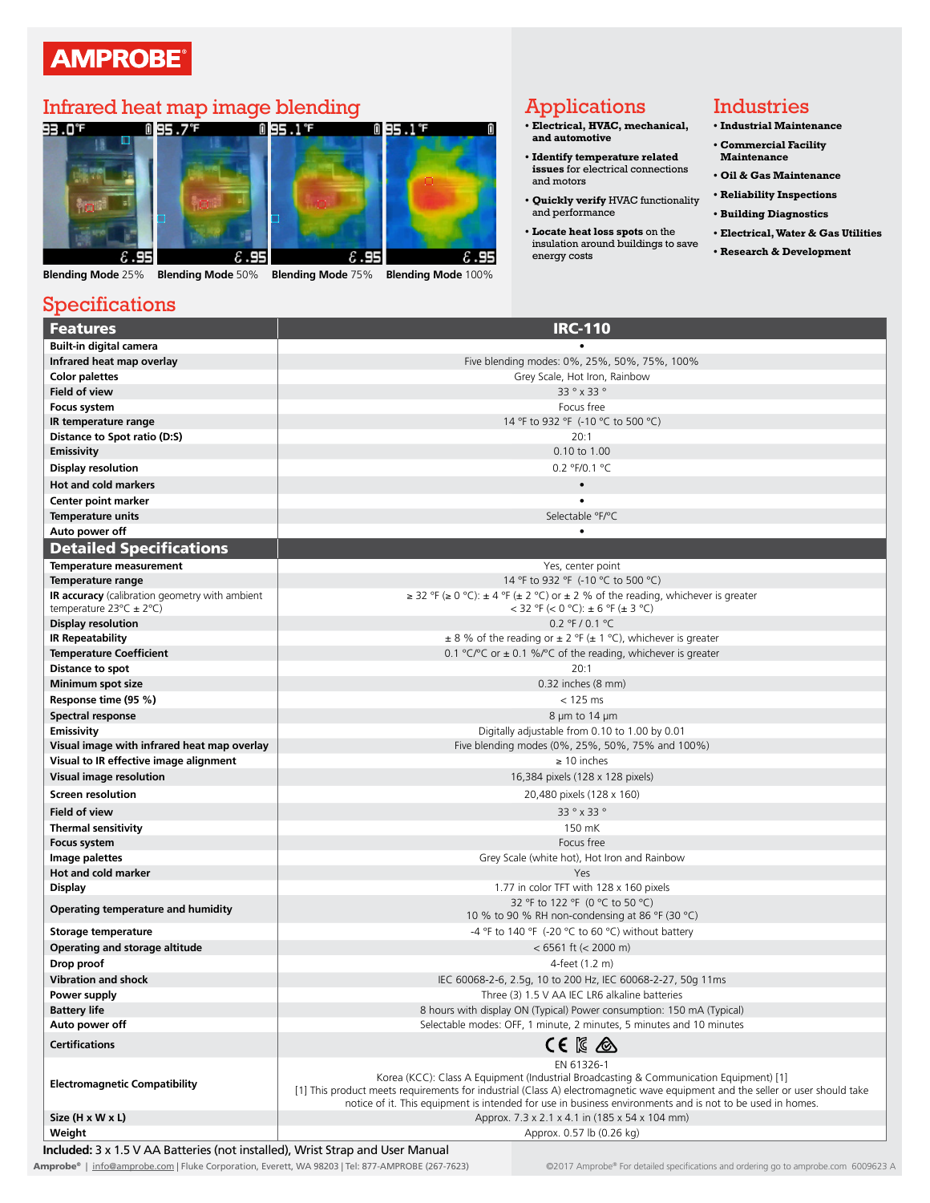# AMPROBE

## Infrared heat map image blending

Blending Mode 25% | Blending Mode 50% | Blending Mode 75% | Blending Mode 100%

## Applications

- **Electrical, HVAC, mechanical, and automotive**
- **Identify temperature related issues** for electrical connections and motors
- **Quickly verify** HVAC functionality and performance
- **Locate heat loss spots** on the insulation around buildings to save energy costs

## Industries

- **Industrial Maintenance**
- **Commercial Facility Maintenance**
- **Oil & Gas Maintenance**
- **Reliability Inspections**
- **Building Diagnostics**
- **Electrical, Water & Gas Utilities**
- **Research & Development**

## Specifications

| Features | IRC-110 |
|---|---|
| Built-in digital camera | • |
| Infrared heat map overlay | Five blending modes: 0%, 25%, 50%, 75%, 100% |
| Color palettes | Grey Scale, Hot Iron, Rainbow |
| Field of view | 33 ° x 33 ° |
| Focus system | Focus free |
| IR temperature range | 14 °F to 932 °F (-10 °C to 500 °C) |
| Distance to Spot ratio (D:S) | 20:1 |
| Emissivity | 0.10 to 1.00 |
| Display resolution | 0.2 °F/0.1 °C |
| Hot and cold markers | • |
| Center point marker | • |
| Temperature units | Selectable °F/°C |
| Auto power off | • |
| **Detailed Specifications** | |
| Temperature measurement | Yes, center point |
| Temperature range | 14 °F to 932 °F (-10 °C to 500 °C) |
| IR accuracy (calibration geometry with ambient temperature 23°C ± 2°C) | ≥ 32 °F (≥ 0 °C): ± 4 °F (± 2 °C) or ± 2 % of the reading, whichever is greater<br>< 32 °F (< 0 °C): ± 6 °F (± 3 °C) |
| Display resolution | 0.2 °F / 0.1 °C |
| IR Repeatability | ± 8 % of the reading or ± 2 °F (± 1 °C), whichever is greater |
| Temperature Coefficient | 0.1 °C/°C or ± 0.1 %/°C of the reading, whichever is greater |
| Distance to spot | 20:1 |
| Minimum spot size | 0.32 inches (8 mm) |
| Response time (95 %) | < 125 ms |
| Spectral response | 8 µm to 14 µm |
| Emissivity | Digitally adjustable from 0.10 to 1.00 by 0.01 |
| Visual image with infrared heat map overlay | Five blending modes (0%, 25%, 50%, 75% and 100%) |
| Visual to IR effective image alignment | ≥ 10 inches |
| Visual image resolution | 16,384 pixels (128 x 128 pixels) |
| Screen resolution | 20,480 pixels (128 x 160) |
| Field of view | 33 ° x 33 ° |
| Thermal sensitivity | 150 mK |
| Focus system | Focus free |
| Image palettes | Grey Scale (white hot), Hot Iron and Rainbow |
| Hot and cold marker | Yes |
| Display | 1.77 in color TFT with 128 x 160 pixels |
| Operating temperature and humidity | 32 °F to 122 °F (0 °C to 50 °C)<br>10 % to 90 % RH non-condensing at 86 °F (30 °C) |
| Storage temperature | -4 °F to 140 °F (-20 °C to 60 °C) without battery |
| Operating and storage altitude | < 6561 ft (< 2000 m) |
| Drop proof | 4-feet (1.2 m) |
| Vibration and shock | IEC 60068-2-6, 2.5g, 10 to 200 Hz, IEC 60068-2-27, 50g 11ms |
| Power supply | Three (3) 1.5 V AA IEC LR6 alkaline batteries |
| Battery life | 8 hours with display ON (Typical) Power consumption: 150 mA (Typical) |
| Auto power off | Selectable modes: OFF, 1 minute, 2 minutes, 5 minutes and 10 minutes |
| Certifications | CE |
| Electromagnetic Compatibility | EN 61326-1<br>Korea (KCC): Class A Equipment (Industrial Broadcasting & Communication Equipment) [1]<br>[1] This product meets requirements for industrial (Class A) electromagnetic wave equipment and the seller or user should take notice of it. This equipment is intended for use in business environments and is not to be used in homes. |
| Size (H x W x L) | Approx. 7.3 x 2.1 x 4.1 in (185 x 54 x 104 mm) |
| Weight | Approx. 0.57 lb (0.26 kg) |

**Included:** 3 x 1.5 V AA Batteries (not installed), Wrist Strap and User Manual

Amprobe® | info@amprobe.com | Fluke Corporation, Everett, WA 98203 | Tel: 877-AMPROBE (267-7623)

©2017 Amprobe® For detailed specifications and ordering go to amprobe.com 6009623 A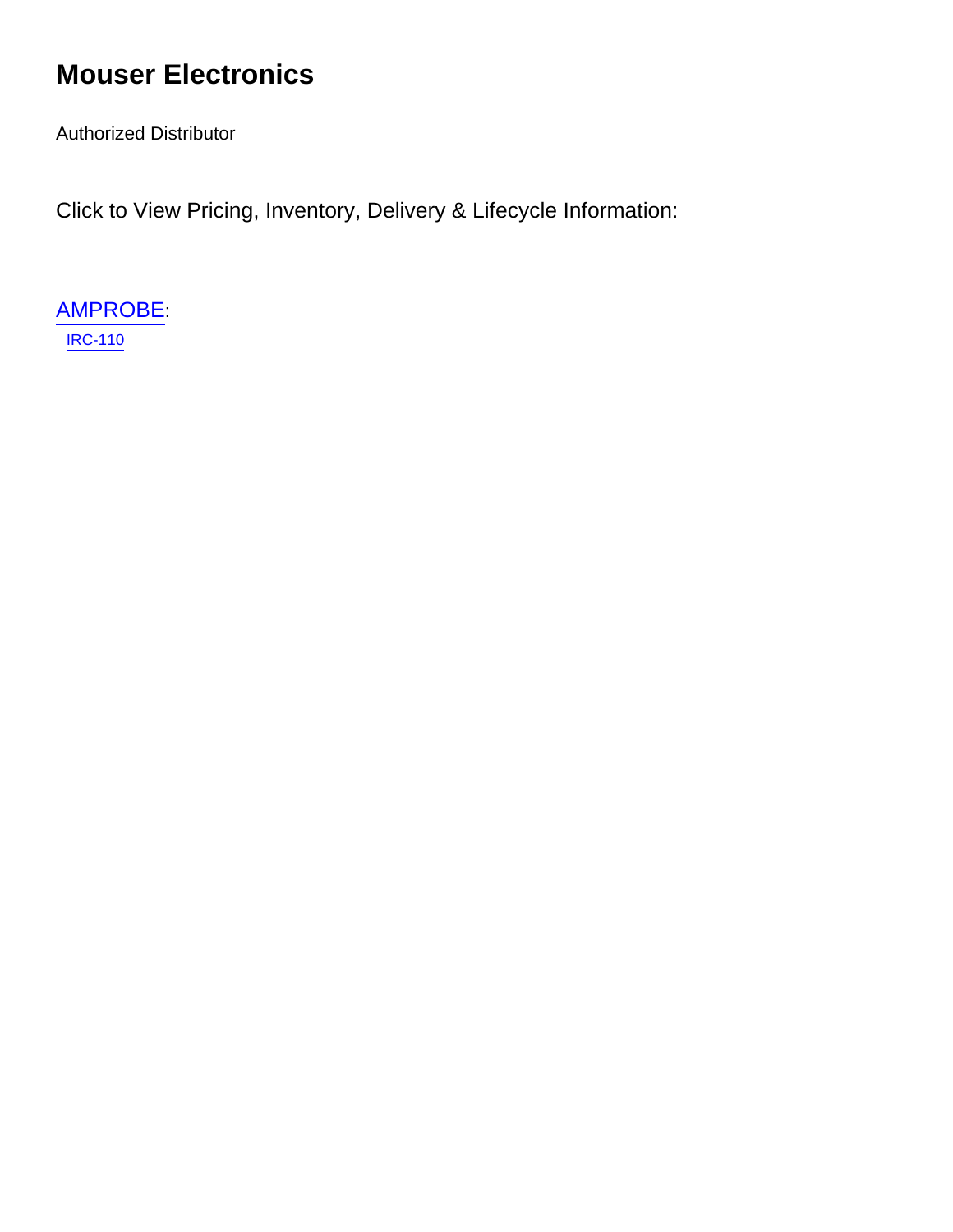# Mouser Electronics

Authorized Distributor

Click to View Pricing, Inventory, Delivery & Lifecycle Information:

AMPROBE:

IRC-110